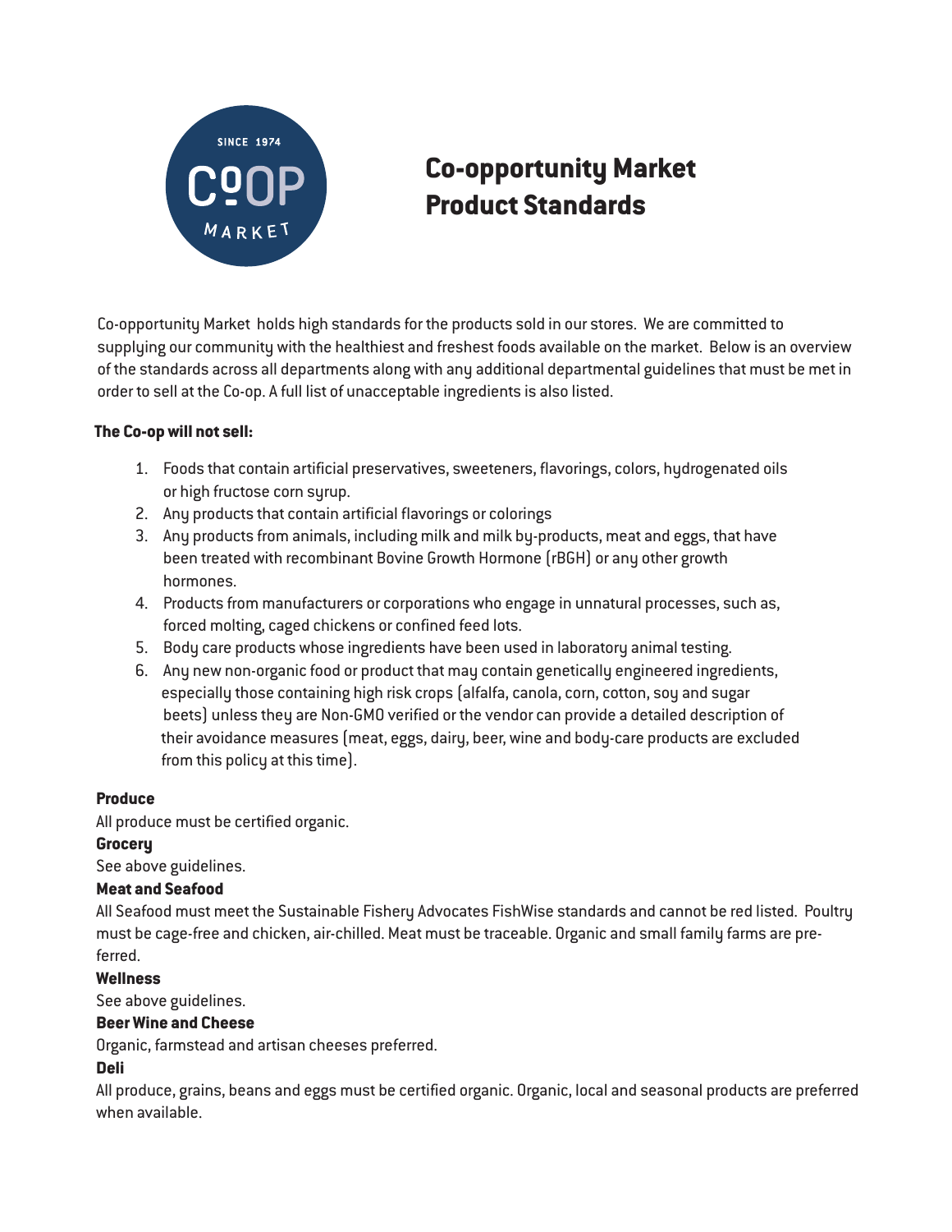# Co-opportunity Market Product Standards

Co-opportunity Market holds high standards for the products sold in our stores. We are committed to supplying our community with the healthiest and freshest foods available on the market. Below is an overview of the standards across all departments along with any additional departmental guidelines that must be met in order to sell at the Co-op. A full list of unacceptable ingredients is also listed.

**The Co-op will not sell:**

1. Foods that contain artificial preservatives, sweeteners, flavorings, colors, hydrogenated oils or high fructose corn syrup.
2. Any products that contain artificial flavorings or colorings
3. Any products from animals, including milk and milk by-products, meat and eggs, that have been treated with recombinant Bovine Growth Hormone (rBGH) or any other growth hormones.
4. Products from manufacturers or corporations who engage in unnatural processes, such as, forced molting, caged chickens or confined feed lots.
5. Body care products whose ingredients have been used in laboratory animal testing.
6. Any new non-organic food or product that may contain genetically engineered ingredients, especially those containing high risk crops (alfalfa, canola, corn, cotton, soy and sugar beets) unless they are Non-GMO verified or the vendor can provide a detailed description of their avoidance measures (meat, eggs, dairy, beer, wine and body-care products are excluded from this policy at this time).

**Produce**

All produce must be certified organic.

**Grocery**

See above guidelines.

**Meat and Seafood**

All Seafood must meet the Sustainable Fishery Advocates FishWise standards and cannot be red listed. Poultry must be cage-free and chicken, air-chilled. Meat must be traceable. Organic and small family farms are preferred.

**Wellness**

See above guidelines.

**Beer Wine and Cheese**

Organic, farmstead and artisan cheeses preferred.

**Deli**

All produce, grains, beans and eggs must be certified organic. Organic, local and seasonal products are preferred when available.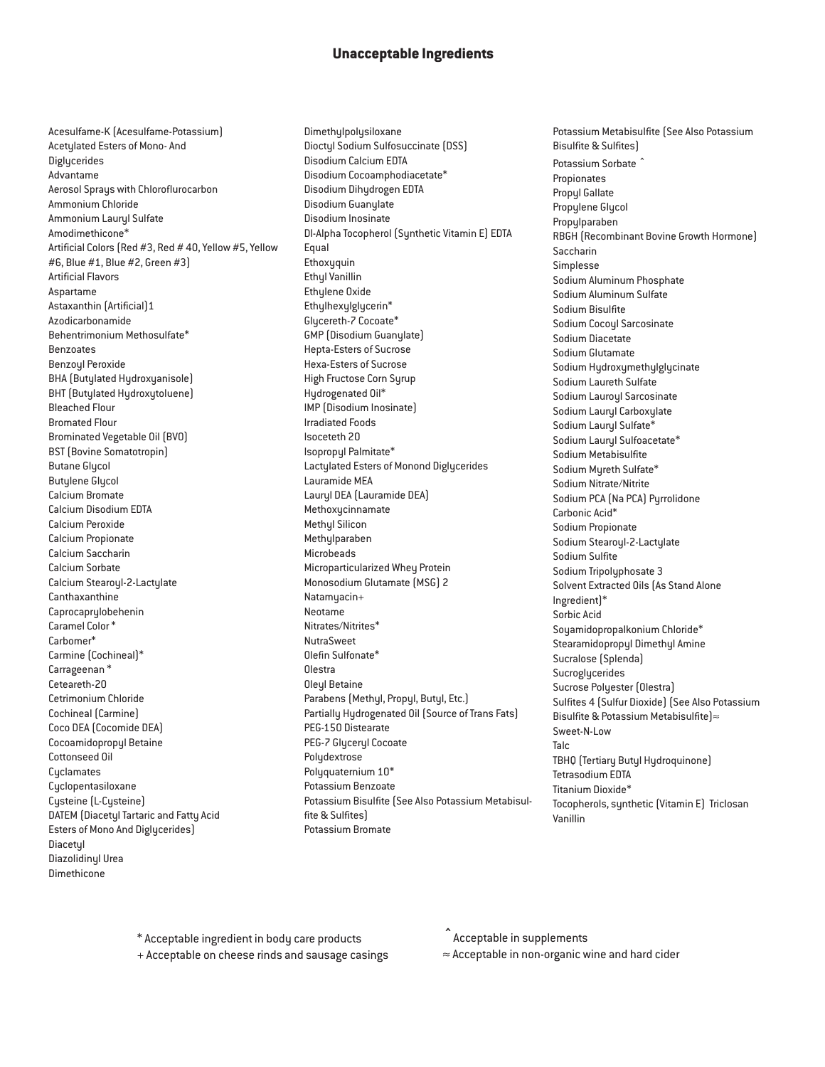## Unacceptable Ingredients

Acesulfame-K (Acesulfame-Potassium)
Acetylated Esters of Mono- And Diglycerides
Advantame
Aerosol Sprays with Chloroflurocarbon
Ammonium Chloride
Ammonium Lauryl Sulfate
Amodimethicone*
Artificial Colors (Red #3, Red # 40, Yellow #5, Yellow #6, Blue #1, Blue #2, Green #3)
Artificial Flavors
Aspartame
Astaxanthin (Artificial)1
Azodicarbonamide
Behentrimonium Methosulfate*
Benzoates
Benzoyl Peroxide
BHA (Butylated Hydroxyanisole)
BHT (Butylated Hydroxytoluene)
Bleached Flour
Bromated Flour
Brominated Vegetable Oil (BVO)
BST (Bovine Somatotropin)
Butane Glycol
Butylene Glycol
Calcium Bromate
Calcium Disodium EDTA
Calcium Peroxide
Calcium Propionate
Calcium Saccharin
Calcium Sorbate
Calcium Stearoyl-2-Lactylate
Canthaxanthine
Caprocaprylobehenin
Caramel Color *
Carbomer*
Carmine (Cochineal)*
Carrageenan *
Ceteareth-20
Cetrimonium Chloride
Cochineal (Carmine)
Coco DEA (Cocomide DEA)
Cocoamidopropyl Betaine
Cottonseed Oil
Cyclamates
Cyclopentasiloxane
Cysteine (L-Cysteine)
DATEM (Diacetyl Tartaric and Fatty Acid Esters of Mono And Diglycerides)
Diacetyl
Diazolidinyl Urea
Dimethicone
Dimethylpolysiloxane
Dioctyl Sodium Sulfosuccinate (DSS)
Disodium Calcium EDTA
Disodium Cocoamphodiacetate*
Disodium Dihydrogen EDTA
Disodium Guanylate
Disodium Inosinate
Dl-Alpha Tocopherol (Synthetic Vitamin E) EDTA
Equal
Ethoxyquin
Ethyl Vanillin
Ethylene Oxide
Ethylhexylglycerin*
Glycereth-7 Cocoate*
GMP (Disodium Guanylate)
Hepta-Esters of Sucrose
Hexa-Esters of Sucrose
High Fructose Corn Syrup
Hydrogenated Oil*
IMP (Disodium Inosinate)
Irradiated Foods
Isoceteth 20
Isopropyl Palmitate*
Lactylated Esters of Monond Diglycerides
Lauramide MEA
Lauryl DEA (Lauramide DEA)
Methoxycinnamate
Methyl Silicon
Methylparaben
Microbeads
Microparticularized Whey Protein
Monosodium Glutamate (MSG) 2
Natamyacin+
Neotame
Nitrates/Nitrites*
NutraSweet
Olefin Sulfonate*
Olestra
Oleyl Betaine
Parabens (Methyl, Propyl, Butyl, Etc.)
Partially Hydrogenated Oil (Source of Trans Fats)
PEG-150 Distearate
PEG-7 Glyceryl Cocoate
Polydextrose
Polyquaternium 10*
Potassium Benzoate
Potassium Bisulfite (See Also Potassium Metabisulfite & Sulfites)
Potassium Bromate
Potassium Metabisulfite (See Also Potassium Bisulfite & Sulfites)
Potassium Sorbate ˆ
Propionates
Propyl Gallate
Propylene Glycol
Propylparaben
RBGH (Recombinant Bovine Growth Hormone)
Saccharin
Simplesse
Sodium Aluminum Phosphate
Sodium Aluminum Sulfate
Sodium Bisulfite
Sodium Cocoyl Sarcosinate
Sodium Diacetate
Sodium Glutamate
Sodium Hydroxymethylglycinate
Sodium Laureth Sulfate
Sodium Lauroyl Sarcosinate
Sodium Lauryl Carboxylate
Sodium Lauryl Sulfate*
Sodium Lauryl Sulfoacetate*
Sodium Metabisulfite
Sodium Myreth Sulfate*
Sodium Nitrate/Nitrite
Sodium PCA (Na PCA) Pyrrolidone Carbonic Acid*
Sodium Propionate
Sodium Stearoyl-2-Lactylate
Sodium Sulfite
Sodium Tripolyphosate 3
Solvent Extracted Oils (As Stand Alone Ingredient)*
Sorbic Acid
Soyamidopropalkonium Chloride*
Stearamidopropyl Dimethyl Amine
Sucralose (Splenda)
Sucroglycerides
Sucrose Polyester (Olestra)
Sulfites 4 (Sulfur Dioxide) (See Also Potassium Bisulfite & Potassium Metabisulfite)≈
Sweet-N-Low
Talc
TBHQ (Tertiary Butyl Hydroquinone)
Tetrasodium EDTA
Titanium Dioxide*
Tocopherols, synthetic (Vitamin E) Triclosan
Vanillin

\* Acceptable ingredient in body care products
\+ Acceptable on cheese rinds and sausage casings
ˆ Acceptable in supplements
≈ Acceptable in non-organic wine and hard cider